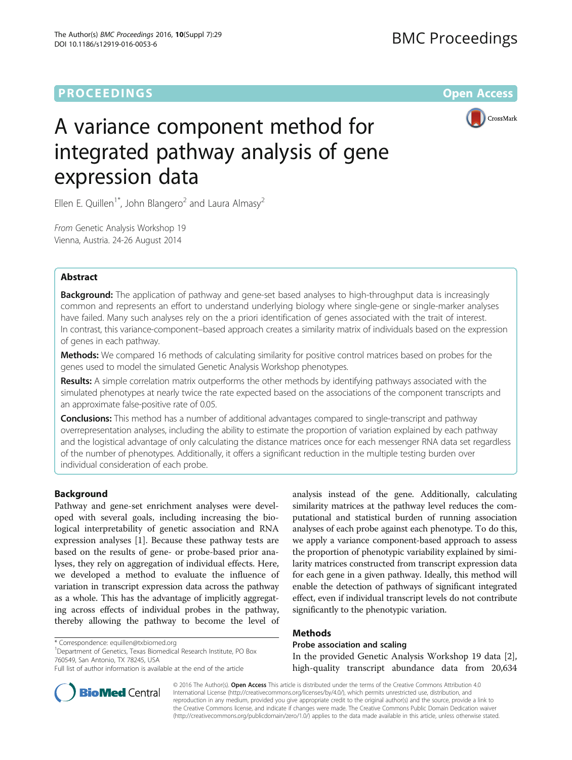**PROCEEDINGS** **Open Access**

# A variance component method for integrated pathway analysis of gene expression data

Ellen E. Quillen[1*], John Blangero[2] and Laura Almasy[2]

*From* Genetic Analysis Workshop 19
Vienna, Austria. 24-26 August 2014

## Abstract

**Background:** The application of pathway and gene-set based analyses to high-throughput data is increasingly common and represents an effort to understand underlying biology where single-gene or single-marker analyses have failed. Many such analyses rely on the a priori identification of genes associated with the trait of interest. In contrast, this variance-component–based approach creates a similarity matrix of individuals based on the expression of genes in each pathway.

**Methods:** We compared 16 methods of calculating similarity for positive control matrices based on probes for the genes used to model the simulated Genetic Analysis Workshop phenotypes.

**Results:** A simple correlation matrix outperforms the other methods by identifying pathways associated with the simulated phenotypes at nearly twice the rate expected based on the associations of the component transcripts and an approximate false-positive rate of 0.05.

**Conclusions:** This method has a number of additional advantages compared to single-transcript and pathway overrepresentation analyses, including the ability to estimate the proportion of variation explained by each pathway and the logistical advantage of only calculating the distance matrices once for each messenger RNA data set regardless of the number of phenotypes. Additionally, it offers a significant reduction in the multiple testing burden over individual consideration of each probe.

## Background

Pathway and gene-set enrichment analyses were developed with several goals, including increasing the biological interpretability of genetic association and RNA expression analyses [1]. Because these pathway tests are based on the results of gene- or probe-based prior analyses, they rely on aggregation of individual effects. Here, we developed a method to evaluate the influence of variation in transcript expression data across the pathway as a whole. This has the advantage of implicitly aggregating across effects of individual probes in the pathway, thereby allowing the pathway to become the level of analysis instead of the gene. Additionally, calculating similarity matrices at the pathway level reduces the computational and statistical burden of running association analyses of each probe against each phenotype. To do this, we apply a variance component-based approach to assess the proportion of phenotypic variability explained by similarity matrices constructed from transcript expression data for each gene in a given pathway. Ideally, this method will enable the detection of pathways of significant integrated effect, even if individual transcript levels do not contribute significantly to the phenotypic variation.

## Methods

### Probe association and scaling

In the provided Genetic Analysis Workshop 19 data [2], high-quality transcript abundance data from 20,634

\* Correspondence: equillen@txbiomed.org
[1]Department of Genetics, Texas Biomedical Research Institute, PO Box 760549, San Antonio, TX 78245, USA
Full list of author information is available at the end of the article

© 2016 The Author(s). **Open Access** This article is distributed under the terms of the Creative Commons Attribution 4.0 International License (http://creativecommons.org/licenses/by/4.0/), which permits unrestricted use, distribution, and reproduction in any medium, provided you give appropriate credit to the original author(s) and the source, provide a link to the Creative Commons license, and indicate if changes were made. The Creative Commons Public Domain Dedication waiver (http://creativecommons.org/publicdomain/zero/1.0/) applies to the data made available in this article, unless otherwise stated.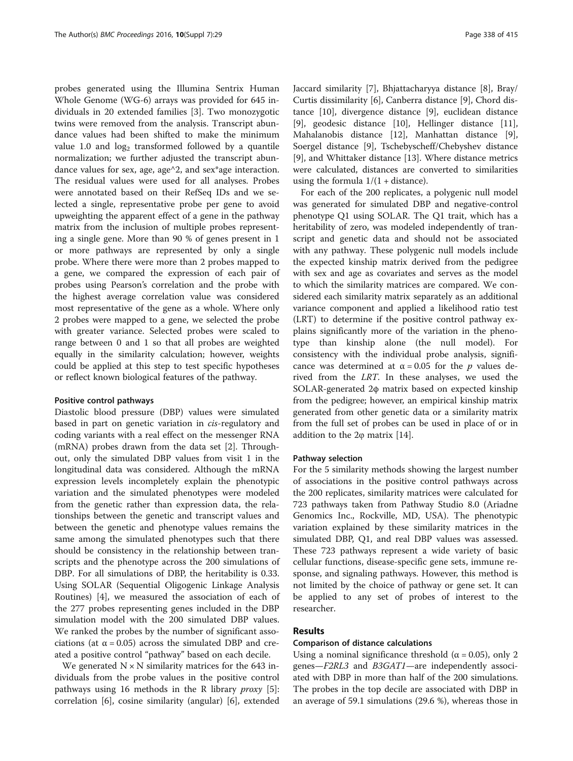probes generated using the Illumina Sentrix Human Whole Genome (WG-6) arrays was provided for 645 individuals in 20 extended families [3]. Two monozygotic twins were removed from the analysis. Transcript abundance values had been shifted to make the minimum value 1.0 and $\log_2$ transformed followed by a quantile normalization; we further adjusted the transcript abundance values for sex, age, age^2, and sex*age interaction. The residual values were used for all analyses. Probes were annotated based on their RefSeq IDs and we selected a single, representative probe per gene to avoid upweighting the apparent effect of a gene in the pathway matrix from the inclusion of multiple probes representing a single gene. More than 90 % of genes present in 1 or more pathways are represented by only a single probe. Where there were more than 2 probes mapped to a gene, we compared the expression of each pair of probes using Pearson's correlation and the probe with the highest average correlation value was considered most representative of the gene as a whole. Where only 2 probes were mapped to a gene, we selected the probe with greater variance. Selected probes were scaled to range between 0 and 1 so that all probes are weighted equally in the similarity calculation; however, weights could be applied at this step to test specific hypotheses or reflect known biological features of the pathway.

#### Positive control pathways

Diastolic blood pressure (DBP) values were simulated based in part on genetic variation in *cis*-regulatory and coding variants with a real effect on the messenger RNA (mRNA) probes drawn from the data set [2]. Throughout, only the simulated DBP values from visit 1 in the longitudinal data was considered. Although the mRNA expression levels incompletely explain the phenotypic variation and the simulated phenotypes were modeled from the genetic rather than expression data, the relationships between the genetic and transcript values and between the genetic and phenotype values remains the same among the simulated phenotypes such that there should be consistency in the relationship between transcripts and the phenotype across the 200 simulations of DBP. For all simulations of DBP, the heritability is 0.33. Using SOLAR (Sequential Oligogenic Linkage Analysis Routines) [4], we measured the association of each of the 277 probes representing genes included in the DBP simulation model with the 200 simulated DBP values. We ranked the probes by the number of significant associations (at $\alpha = 0.05$) across the simulated DBP and created a positive control "pathway" based on each decile.

We generated $N \times N$ similarity matrices for the 643 individuals from the probe values in the positive control pathways using 16 methods in the R library *proxy* [5]: correlation [6], cosine similarity (angular) [6], extended Jaccard similarity [7], Bhjattacharyya distance [8], Bray/Curtis dissimilarity [6], Canberra distance [9], Chord distance [10], divergence distance [9], euclidean distance [9], geodesic distance [10], Hellinger distance [11], Mahalanobis distance [12], Manhattan distance [9], Soergel distance [9], Tschebyscheff/Chebyshev distance [9], and Whittaker distance [13]. Where distance metrics were calculated, distances are converted to similarities using the formula $1/(1 + \text{distance})$.

For each of the 200 replicates, a polygenic null model was generated for simulated DBP and negative-control phenotype Q1 using SOLAR. The Q1 trait, which has a heritability of zero, was modeled independently of transcript and genetic data and should not be associated with any pathway. These polygenic null models include the expected kinship matrix derived from the pedigree with sex and age as covariates and serves as the model to which the similarity matrices are compared. We considered each similarity matrix separately as an additional variance component and applied a likelihood ratio test (LRT) to determine if the positive control pathway explains significantly more of the variation in the phenotype than kinship alone (the null model). For consistency with the individual probe analysis, significance was determined at $\alpha = 0.05$ for the $p$ values derived from the *LRT*. In these analyses, we used the SOLAR-generated $2\phi$ matrix based on expected kinship from the pedigree; however, an empirical kinship matrix generated from other genetic data or a similarity matrix from the full set of probes can be used in place of or in addition to the $2\varphi$ matrix [14].

#### Pathway selection

For the 5 similarity methods showing the largest number of associations in the positive control pathways across the 200 replicates, similarity matrices were calculated for 723 pathways taken from Pathway Studio 8.0 (Ariadne Genomics Inc., Rockville, MD, USA). The phenotypic variation explained by these similarity matrices in the simulated DBP, Q1, and real DBP values was assessed. These 723 pathways represent a wide variety of basic cellular functions, disease-specific gene sets, immune response, and signaling pathways. However, this method is not limited by the choice of pathway or gene set. It can be applied to any set of probes of interest to the researcher.

## Results

#### Comparison of distance calculations

Using a nominal significance threshold ($\alpha = 0.05$), only 2 genes—*F2RL3* and *B3GAT1*—are independently associated with DBP in more than half of the 200 simulations. The probes in the top decile are associated with DBP in an average of 59.1 simulations (29.6 %), whereas those in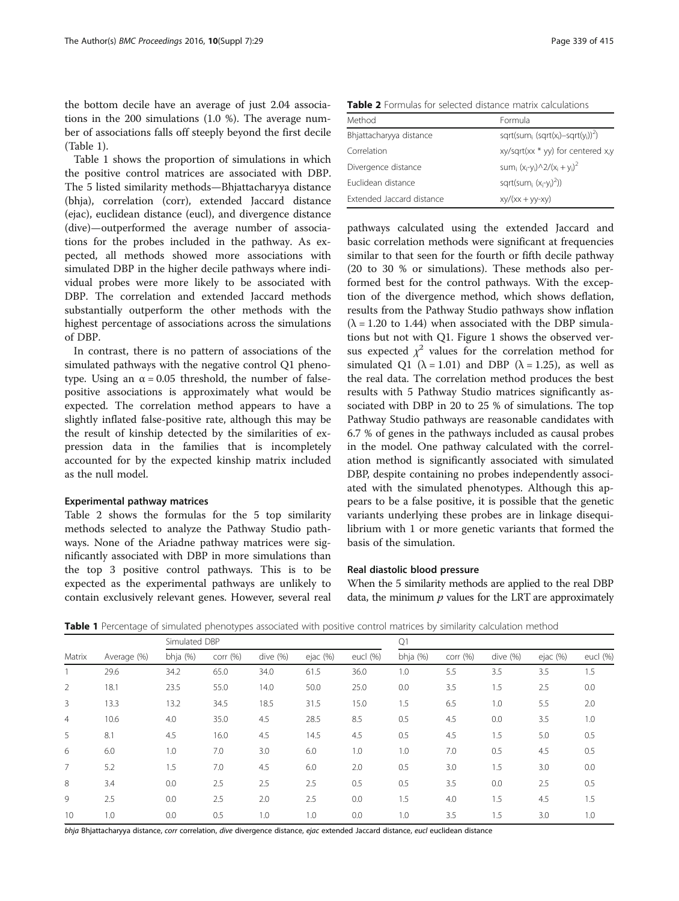the bottom decile have an average of just 2.04 associations in the 200 simulations (1.0 %). The average number of associations falls off steeply beyond the first decile (Table 1).

Table 1 shows the proportion of simulations in which the positive control matrices are associated with DBP. The 5 listed similarity methods—Bhjattacharyya distance (bhja), correlation (corr), extended Jaccard distance (ejac), euclidean distance (eucl), and divergence distance (dive)—outperformed the average number of associations for the probes included in the pathway. As expected, all methods showed more associations with simulated DBP in the higher decile pathways where individual probes were more likely to be associated with DBP. The correlation and extended Jaccard methods substantially outperform the other methods with the highest percentage of associations across the simulations of DBP.

In contrast, there is no pattern of associations of the simulated pathways with the negative control Q1 phenotype. Using an $\alpha = 0.05$ threshold, the number of false-positive associations is approximately what would be expected. The correlation method appears to have a slightly inflated false-positive rate, although this may be the result of kinship detected by the similarities of expression data in the families that is incompletely accounted for by the expected kinship matrix included as the null model.

### Experimental pathway matrices

Table 2 shows the formulas for the 5 top similarity methods selected to analyze the Pathway Studio pathways. None of the Ariadne pathway matrices were significantly associated with DBP in more simulations than the top 3 positive control pathways. This is to be expected as the experimental pathways are unlikely to contain exclusively relevant genes. However, several real pathways calculated using the extended Jaccard and basic correlation methods were significant at frequencies similar to that seen for the fourth or fifth decile pathway (20 to 30 % or simulations). These methods also performed best for the control pathways. With the exception of the divergence method, which shows deflation, results from the Pathway Studio pathways show inflation ($\lambda = 1.20$ to $1.44$) when associated with the DBP simulations but not with Q1. Figure 1 shows the observed versus expected $\chi^2$ values for the correlation method for simulated Q1 ($\lambda = 1.01$) and DBP ($\lambda = 1.25$), as well as the real data. The correlation method produces the best results with 5 Pathway Studio matrices significantly associated with DBP in 20 to 25 % of simulations. The top Pathway Studio pathways are reasonable candidates with 6.7 % of genes in the pathways included as causal probes in the model. One pathway calculated with the correlation method is significantly associated with simulated DBP, despite containing no probes independently associated with the simulated phenotypes. Although this appears to be a false positive, it is possible that the genetic variants underlying these probes are in linkage disequilibrium with 1 or more genetic variants that formed the basis of the simulation.

### Real diastolic blood pressure

When the 5 similarity methods are applied to the real DBP data, the minimum $p$ values for the LRT are approximately

**Table 2** Formulas for selected distance matrix calculations

| Method | Formula |
|---|---|
| Bhjattacharyya distance | $\text{sqrt}(\text{sum}_i\ (\text{sqrt}(x_i)-\text{sqrt}(y_i))^2)$ |
| Correlation | $xy/\text{sqrt}(xx * yy)$ for centered x,y |
| Divergence distance | $\text{sum}_i\ (x_i-y_i)^2/(x_i + y_i)^2$ |
| Euclidean distance | $\text{sqrt}(\text{sum}_i\ (x_i-y_i)^2))$ |
| Extended Jaccard distance | $xy/(xx + yy-xy)$ |

**Table 1** Percentage of simulated phenotypes associated with positive control matrices by similarity calculation method

| Matrix | Average (%) | Simulated DBP | | | | | Q1 | | | | |
|---|---|---|---|---|---|---|---|---|---|---|---|
| | | bhja (%) | corr (%) | dive (%) | ejac (%) | eucl (%) | bhja (%) | corr (%) | dive (%) | ejac (%) | eucl (%) |
| 1 | 29.6 | 34.2 | 65.0 | 34.0 | 61.5 | 36.0 | 1.0 | 5.5 | 3.5 | 3.5 | 1.5 |
| 2 | 18.1 | 23.5 | 55.0 | 14.0 | 50.0 | 25.0 | 0.0 | 3.5 | 1.5 | 2.5 | 0.0 |
| 3 | 13.3 | 13.2 | 34.5 | 18.5 | 31.5 | 15.0 | 1.5 | 6.5 | 1.0 | 5.5 | 2.0 |
| 4 | 10.6 | 4.0 | 35.0 | 4.5 | 28.5 | 8.5 | 0.5 | 4.5 | 0.0 | 3.5 | 1.0 |
| 5 | 8.1 | 4.5 | 16.0 | 4.5 | 14.5 | 4.5 | 0.5 | 4.5 | 1.5 | 5.0 | 0.5 |
| 6 | 6.0 | 1.0 | 7.0 | 3.0 | 6.0 | 1.0 | 1.0 | 7.0 | 0.5 | 4.5 | 0.5 |
| 7 | 5.2 | 1.5 | 7.0 | 4.5 | 6.0 | 2.0 | 0.5 | 3.0 | 1.5 | 3.0 | 0.0 |
| 8 | 3.4 | 0.0 | 2.5 | 2.5 | 2.5 | 0.5 | 0.5 | 3.5 | 0.0 | 2.5 | 0.5 |
| 9 | 2.5 | 0.0 | 2.5 | 2.0 | 2.5 | 0.0 | 1.5 | 4.0 | 1.5 | 4.5 | 1.5 |
| 10 | 1.0 | 0.0 | 0.5 | 1.0 | 1.0 | 0.0 | 1.0 | 3.5 | 1.5 | 3.0 | 1.0 |

*bhja* Bhjattacharyya distance, *corr* correlation, *dive* divergence distance, *ejac* extended Jaccard distance, *eucl* euclidean distance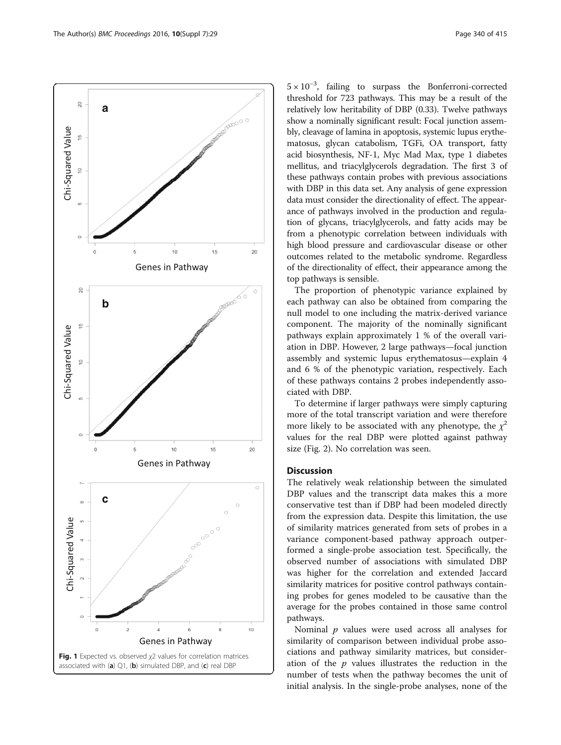Fig. 1 Expected vs. observed χ2 values for correlation matrices associated with (**a**) Q1, (**b**) simulated DBP, and (**c**) real DBP

$5 \times 10^{-3}$, failing to surpass the Bonferroni-corrected threshold for 723 pathways. This may be a result of the relatively low heritability of DBP (0.33). Twelve pathways show a nominally significant result: Focal junction assembly, cleavage of lamina in apoptosis, systemic lupus erythematosus, glycan catabolism, TGFi, OA transport, fatty acid biosynthesis, NF-1, Myc Mad Max, type 1 diabetes mellitus, and triacylglycerols degradation. The first 3 of these pathways contain probes with previous associations with DBP in this data set. Any analysis of gene expression data must consider the directionality of effect. The appearance of pathways involved in the production and regulation of glycans, triacylglycerols, and fatty acids may be from a phenotypic correlation between individuals with high blood pressure and cardiovascular disease or other outcomes related to the metabolic syndrome. Regardless of the directionality of effect, their appearance among the top pathways is sensible.

The proportion of phenotypic variance explained by each pathway can also be obtained from comparing the null model to one including the matrix-derived variance component. The majority of the nominally significant pathways explain approximately 1 % of the overall variation in DBP. However, 2 large pathways—focal junction assembly and systemic lupus erythematosus—explain 4 and 6 % of the phenotypic variation, respectively. Each of these pathways contains 2 probes independently associated with DBP.

To determine if larger pathways were simply capturing more of the total transcript variation and were therefore more likely to be associated with any phenotype, the $\chi^2$ values for the real DBP were plotted against pathway size (Fig. 2). No correlation was seen.

## Discussion

The relatively weak relationship between the simulated DBP values and the transcript data makes this a more conservative test than if DBP had been modeled directly from the expression data. Despite this limitation, the use of similarity matrices generated from sets of probes in a variance component-based pathway approach outperformed a single-probe association test. Specifically, the observed number of associations with simulated DBP was higher for the correlation and extended Jaccard similarity matrices for positive control pathways containing probes for genes modeled to be causative than the average for the probes contained in those same control pathways.

Nominal *p* values were used across all analyses for similarity of comparison between individual probe associations and pathway similarity matrices, but consideration of the *p* values illustrates the reduction in the number of tests when the pathway becomes the unit of initial analysis. In the single-probe analyses, none of the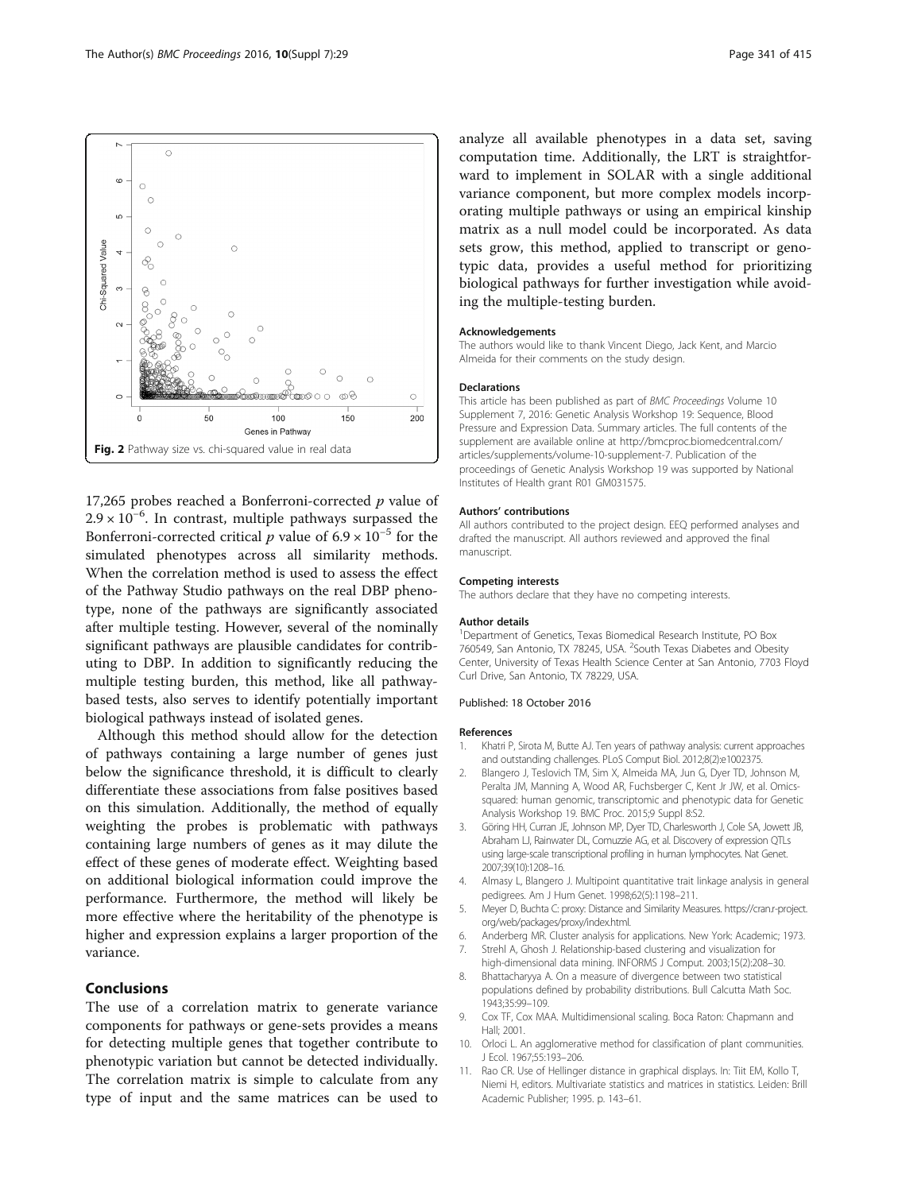0
1
2
3
4
5
6
7

Chi-Squared Value

0
50
100
150
200

Genes in Pathway

**Fig. 2** Pathway size vs. chi-squared value in real data

17,265 probes reached a Bonferroni-corrected $p$ value of $2.9 \times 10^{-6}$. In contrast, multiple pathways surpassed the Bonferroni-corrected critical $p$ value of $6.9 \times 10^{-5}$ for the simulated phenotypes across all similarity methods. When the correlation method is used to assess the effect of the Pathway Studio pathways on the real DBP phenotype, none of the pathways are significantly associated after multiple testing. However, several of the nominally significant pathways are plausible candidates for contributing to DBP. In addition to significantly reducing the multiple testing burden, this method, like all pathway-based tests, also serves to identify potentially important biological pathways instead of isolated genes.

Although this method should allow for the detection of pathways containing a large number of genes just below the significance threshold, it is difficult to clearly differentiate these associations from false positives based on this simulation. Additionally, the method of equally weighting the probes is problematic with pathways containing large numbers of genes as it may dilute the effect of these genes of moderate effect. Weighting based on additional biological information could improve the performance. Furthermore, the method will likely be more effective where the heritability of the phenotype is higher and expression explains a larger proportion of the variance.

## Conclusions

The use of a correlation matrix to generate variance components for pathways or gene-sets provides a means for detecting multiple genes that together contribute to phenotypic variation but cannot be detected individually. The correlation matrix is simple to calculate from any type of input and the same matrices can be used to analyze all available phenotypes in a data set, saving computation time. Additionally, the LRT is straightforward to implement in SOLAR with a single additional variance component, but more complex models incorporating multiple pathways or using an empirical kinship matrix as a null model could be incorporated. As data sets grow, this method, applied to transcript or genotypic data, provides a useful method for prioritizing biological pathways for further investigation while avoiding the multiple-testing burden.

#### Acknowledgements

The authors would like to thank Vincent Diego, Jack Kent, and Marcio Almeida for their comments on the study design.

#### Declarations

This article has been published as part of *BMC Proceedings* Volume 10 Supplement 7, 2016: Genetic Analysis Workshop 19: Sequence, Blood Pressure and Expression Data. Summary articles. The full contents of the supplement are available online at http://bmcproc.biomedcentral.com/articles/supplements/volume-10-supplement-7. Publication of the proceedings of Genetic Analysis Workshop 19 was supported by National Institutes of Health grant R01 GM031575.

#### Authors' contributions

All authors contributed to the project design. EEQ performed analyses and drafted the manuscript. All authors reviewed and approved the final manuscript.

#### Competing interests

The authors declare that they have no competing interests.

#### Author details

[1]Department of Genetics, Texas Biomedical Research Institute, PO Box 760549, San Antonio, TX 78245, USA. [2]South Texas Diabetes and Obesity Center, University of Texas Health Science Center at San Antonio, 7703 Floyd Curl Drive, San Antonio, TX 78229, USA.

Published: 18 October 2016

#### References

1. Khatri P, Sirota M, Butte AJ. Ten years of pathway analysis: current approaches and outstanding challenges. PLoS Comput Biol. 2012;8(2):e1002375.
2. Blangero J, Teslovich TM, Sim X, Almeida MA, Jun G, Dyer TD, Johnson M, Peralta JM, Manning A, Wood AR, Fuchsberger C, Kent Jr JW, et al. Omics-squared: human genomic, transcriptomic and phenotypic data for Genetic Analysis Workshop 19. BMC Proc. 2015;9 Suppl 8:S2.
3. Göring HH, Curran JE, Johnson MP, Dyer TD, Charlesworth J, Cole SA, Jowett JB, Abraham LJ, Rainwater DL, Comuzzie AG, et al. Discovery of expression QTLs using large-scale transcriptional profiling in human lymphocytes. Nat Genet. 2007;39(10):1208–16.
4. Almasy L, Blangero J. Multipoint quantitative trait linkage analysis in general pedigrees. Am J Hum Genet. 1998;62(5):1198–211.
5. Meyer D, Buchta C: proxy: Distance and Similarity Measures. https://cran.r-project.org/web/packages/proxy/index.html.
6. Anderberg MR. Cluster analysis for applications. New York: Academic; 1973.
7. Strehl A, Ghosh J. Relationship-based clustering and visualization for high-dimensional data mining. INFORMS J Comput. 2003;15(2):208–30.
8. Bhattacharyya A. On a measure of divergence between two statistical populations defined by probability distributions. Bull Calcutta Math Soc. 1943;35:99–109.
9. Cox TF, Cox MAA. Multidimensional scaling. Boca Raton: Chapmann and Hall; 2001.
10. Orloci L. An agglomerative method for classification of plant communities. J Ecol. 1967;55:193–206.
11. Rao CR. Use of Hellinger distance in graphical displays. In: Tiit EM, Kollo T, Niemi H, editors. Multivariate statistics and matrices in statistics. Leiden: Brill Academic Publisher; 1995. p. 143–61.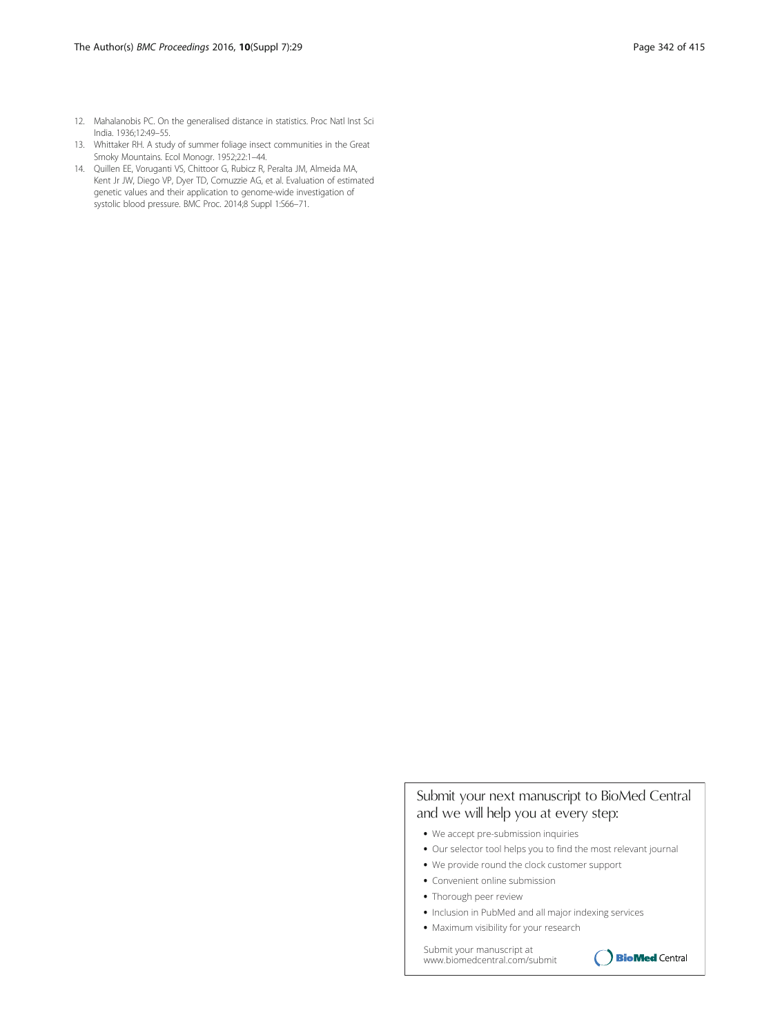12. Mahalanobis PC. On the generalised distance in statistics. Proc Natl Inst Sci India. 1936;12:49–55.
13. Whittaker RH. A study of summer foliage insect communities in the Great Smoky Mountains. Ecol Monogr. 1952;22:1–44.
14. Quillen EE, Voruganti VS, Chittoor G, Rubicz R, Peralta JM, Almeida MA, Kent Jr JW, Diego VP, Dyer TD, Comuzzie AG, et al. Evaluation of estimated genetic values and their application to genome-wide investigation of systolic blood pressure. BMC Proc. 2014;8 Suppl 1:S66–71.

Submit your next manuscript to BioMed Central and we will help you at every step:

- We accept pre-submission inquiries
- Our selector tool helps you to find the most relevant journal
- We provide round the clock customer support
- Convenient online submission
- Thorough peer review
- Inclusion in PubMed and all major indexing services
- Maximum visibility for your research

Submit your manuscript at www.biomedcentral.com/submit

BioMed Central